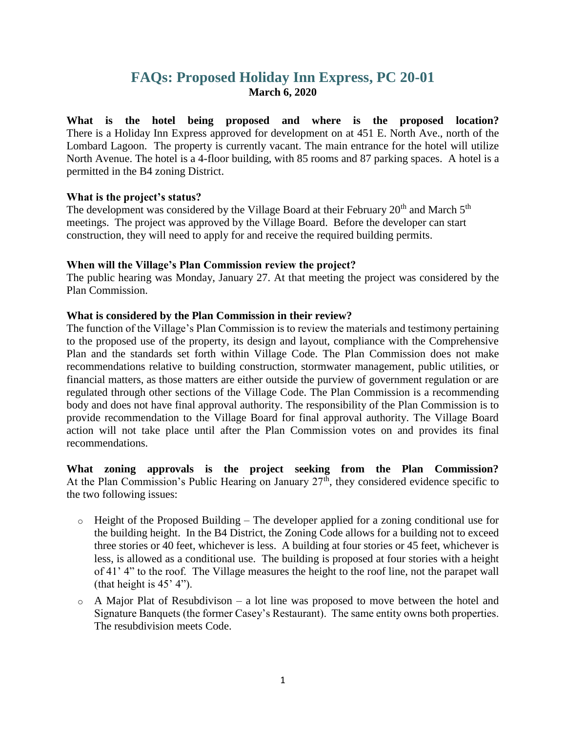# FAQs: Proposed Holiday Inn Express, PC 20-01

**March 6, 2020**

**What is the hotel being proposed and where is the proposed location?** There is a Holiday Inn Express approved for development on at 451 E. North Ave., north of the Lombard Lagoon. The property is currently vacant. The main entrance for the hotel will utilize North Avenue. The hotel is a 4-floor building, with 85 rooms and 87 parking spaces. A hotel is a permitted in the B4 zoning District.

**What is the project's status?**

The development was considered by the Village Board at their February 20th and March 5th meetings. The project was approved by the Village Board. Before the developer can start construction, they will need to apply for and receive the required building permits.

**When will the Village's Plan Commission review the project?**

The public hearing was Monday, January 27. At that meeting the project was considered by the Plan Commission.

**What is considered by the Plan Commission in their review?**

The function of the Village's Plan Commission is to review the materials and testimony pertaining to the proposed use of the property, its design and layout, compliance with the Comprehensive Plan and the standards set forth within Village Code. The Plan Commission does not make recommendations relative to building construction, stormwater management, public utilities, or financial matters, as those matters are either outside the purview of government regulation or are regulated through other sections of the Village Code. The Plan Commission is a recommending body and does not have final approval authority. The responsibility of the Plan Commission is to provide recommendation to the Village Board for final approval authority. The Village Board action will not take place until after the Plan Commission votes on and provides its final recommendations.

**What zoning approvals is the project seeking from the Plan Commission?** At the Plan Commission's Public Hearing on January 27th, they considered evidence specific to the two following issues:

- Height of the Proposed Building – The developer applied for a zoning conditional use for the building height. In the B4 District, the Zoning Code allows for a building not to exceed three stories or 40 feet, whichever is less. A building at four stories or 45 feet, whichever is less, is allowed as a conditional use. The building is proposed at four stories with a height of 41' 4" to the roof. The Village measures the height to the roof line, not the parapet wall (that height is 45' 4").
- A Major Plat of Resubdivison – a lot line was proposed to move between the hotel and Signature Banquets (the former Casey's Restaurant). The same entity owns both properties. The resubdivision meets Code.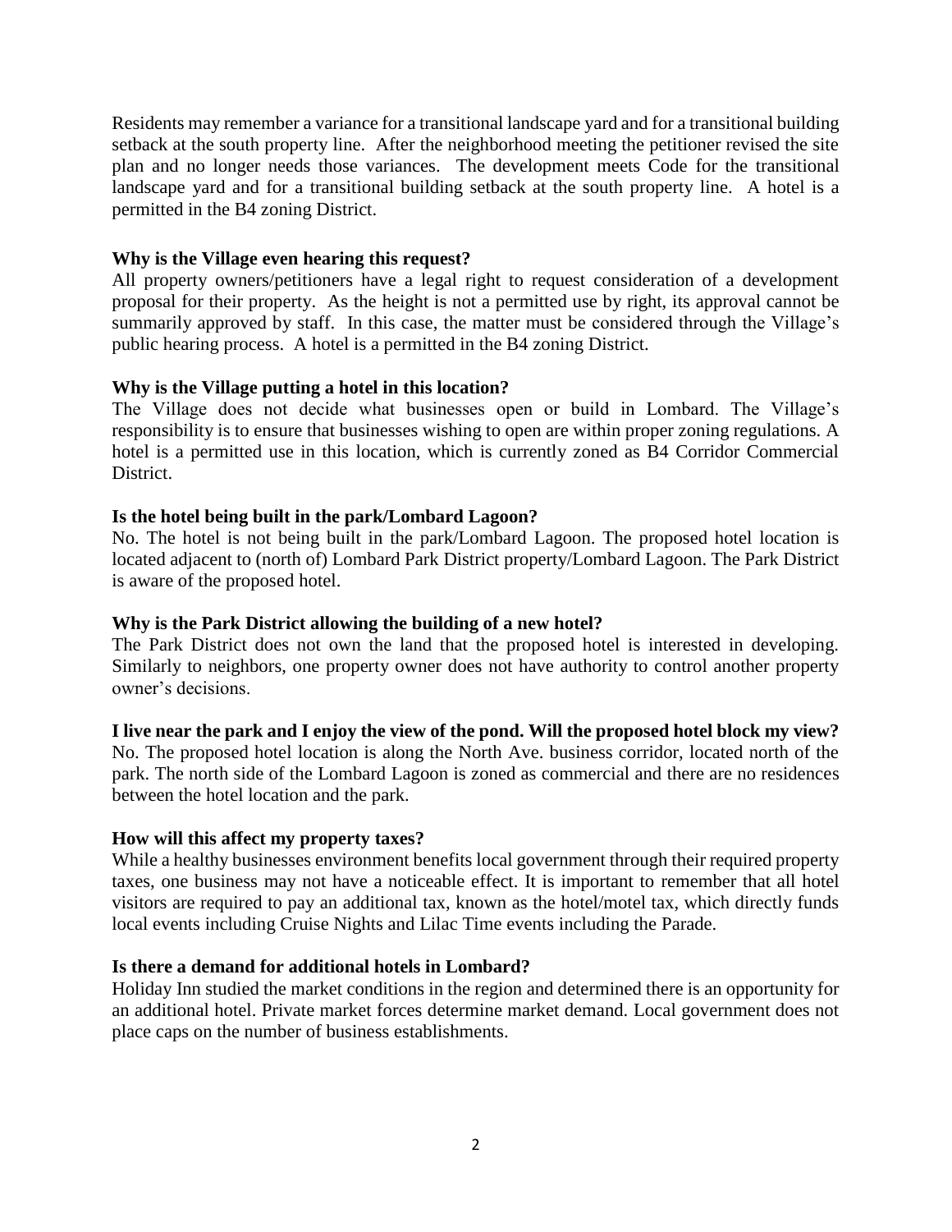Residents may remember a variance for a transitional landscape yard and for a transitional building setback at the south property line. After the neighborhood meeting the petitioner revised the site plan and no longer needs those variances. The development meets Code for the transitional landscape yard and for a transitional building setback at the south property line. A hotel is a permitted in the B4 zoning District.

**Why is the Village even hearing this request?**
All property owners/petitioners have a legal right to request consideration of a development proposal for their property. As the height is not a permitted use by right, its approval cannot be summarily approved by staff. In this case, the matter must be considered through the Village's public hearing process. A hotel is a permitted in the B4 zoning District.

**Why is the Village putting a hotel in this location?**
The Village does not decide what businesses open or build in Lombard. The Village's responsibility is to ensure that businesses wishing to open are within proper zoning regulations. A hotel is a permitted use in this location, which is currently zoned as B4 Corridor Commercial District.

**Is the hotel being built in the park/Lombard Lagoon?**
No. The hotel is not being built in the park/Lombard Lagoon. The proposed hotel location is located adjacent to (north of) Lombard Park District property/Lombard Lagoon. The Park District is aware of the proposed hotel.

**Why is the Park District allowing the building of a new hotel?**
The Park District does not own the land that the proposed hotel is interested in developing. Similarly to neighbors, one property owner does not have authority to control another property owner's decisions.

**I live near the park and I enjoy the view of the pond. Will the proposed hotel block my view?**
No. The proposed hotel location is along the North Ave. business corridor, located north of the park. The north side of the Lombard Lagoon is zoned as commercial and there are no residences between the hotel location and the park.

**How will this affect my property taxes?**
While a healthy businesses environment benefits local government through their required property taxes, one business may not have a noticeable effect. It is important to remember that all hotel visitors are required to pay an additional tax, known as the hotel/motel tax, which directly funds local events including Cruise Nights and Lilac Time events including the Parade.

**Is there a demand for additional hotels in Lombard?**
Holiday Inn studied the market conditions in the region and determined there is an opportunity for an additional hotel. Private market forces determine market demand. Local government does not place caps on the number of business establishments.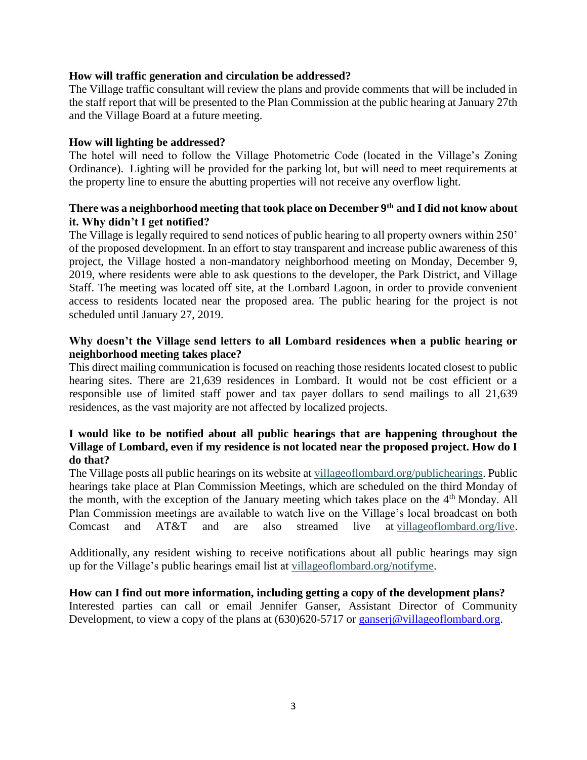**How will traffic generation and circulation be addressed?**

The Village traffic consultant will review the plans and provide comments that will be included in the staff report that will be presented to the Plan Commission at the public hearing at January 27th and the Village Board at a future meeting.

**How will lighting be addressed?**

The hotel will need to follow the Village Photometric Code (located in the Village's Zoning Ordinance). Lighting will be provided for the parking lot, but will need to meet requirements at the property line to ensure the abutting properties will not receive any overflow light.

**There was a neighborhood meeting that took place on December 9th and I did not know about it. Why didn't I get notified?**

The Village is legally required to send notices of public hearing to all property owners within 250' of the proposed development. In an effort to stay transparent and increase public awareness of this project, the Village hosted a non-mandatory neighborhood meeting on Monday, December 9, 2019, where residents were able to ask questions to the developer, the Park District, and Village Staff. The meeting was located off site, at the Lombard Lagoon, in order to provide convenient access to residents located near the proposed area. The public hearing for the project is not scheduled until January 27, 2019.

**Why doesn't the Village send letters to all Lombard residences when a public hearing or neighborhood meeting takes place?**

This direct mailing communication is focused on reaching those residents located closest to public hearing sites. There are 21,639 residences in Lombard. It would not be cost efficient or a responsible use of limited staff power and tax payer dollars to send mailings to all 21,639 residences, as the vast majority are not affected by localized projects.

**I would like to be notified about all public hearings that are happening throughout the Village of Lombard, even if my residence is not located near the proposed project. How do I do that?**

The Village posts all public hearings on its website at villageoflombard.org/publichearings. Public hearings take place at Plan Commission Meetings, which are scheduled on the third Monday of the month, with the exception of the January meeting which takes place on the 4th Monday. All Plan Commission meetings are available to watch live on the Village's local broadcast on both Comcast and AT&T and are also streamed live at villageoflombard.org/live.

Additionally, any resident wishing to receive notifications about all public hearings may sign up for the Village's public hearings email list at villageoflombard.org/notifyme.

**How can I find out more information, including getting a copy of the development plans?**

Interested parties can call or email Jennifer Ganser, Assistant Director of Community Development, to view a copy of the plans at (630)620-5717 or ganserj@villageoflombard.org.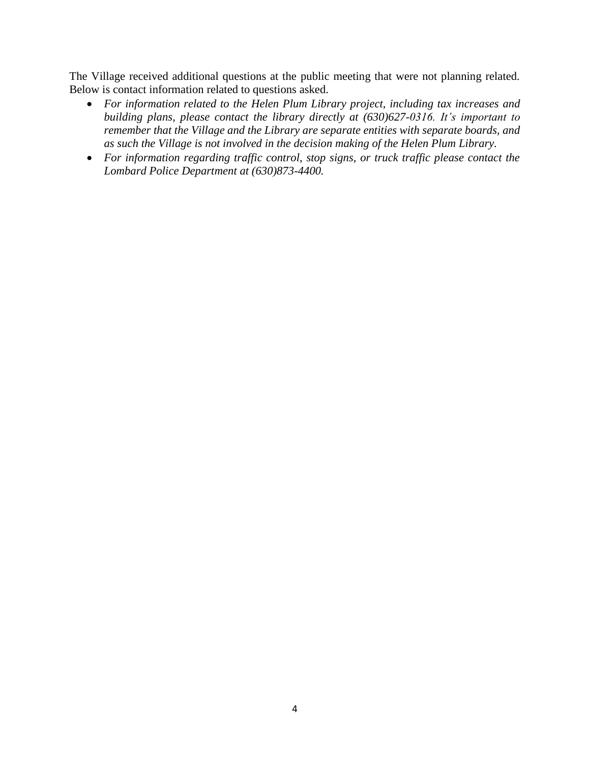The Village received additional questions at the public meeting that were not planning related. Below is contact information related to questions asked.

- *For information related to the Helen Plum Library project, including tax increases and building plans, please contact the library directly at (630)627-0316. It's important to remember that the Village and the Library are separate entities with separate boards, and as such the Village is not involved in the decision making of the Helen Plum Library.*
- *For information regarding traffic control, stop signs, or truck traffic please contact the Lombard Police Department at (630)873-4400.*